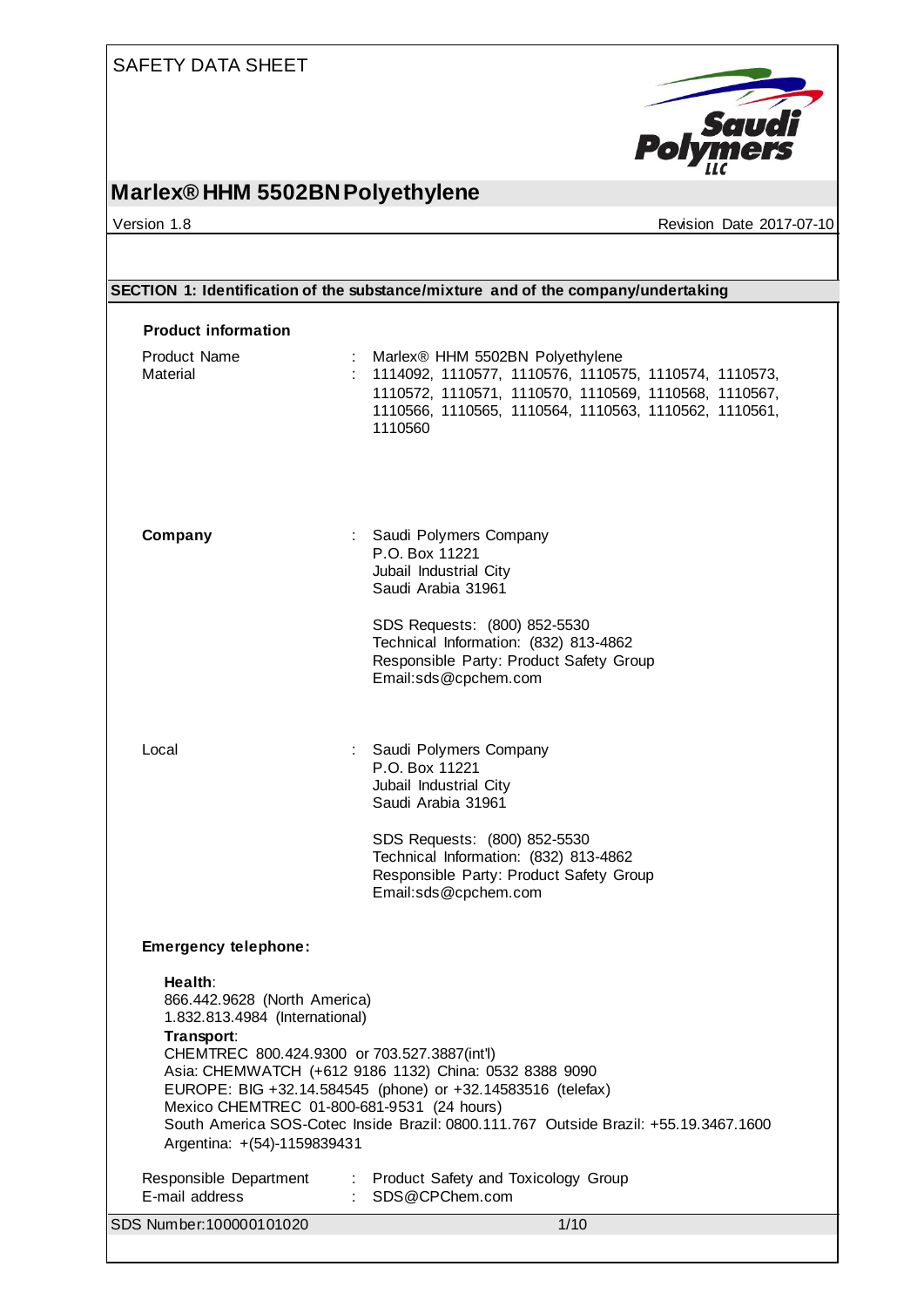SAFETY DATA SHEET

# Marlex® HHM 5502BN Polyethylene

Version 1.8 | Revision Date 2017-07-10

## SECTION 1: Identification of the substance/mixture and of the company/undertaking

**Product information**

Product Name : Marlex® HHM 5502BN Polyethylene

Material : 1114092, 1110577, 1110576, 1110575, 1110574, 1110573, 1110572, 1110571, 1110570, 1110569, 1110568, 1110567, 1110566, 1110565, 1110564, 1110563, 1110562, 1110561, 1110560

**Company** : Saudi Polymers Company
P.O. Box 11221
Jubail Industrial City
Saudi Arabia 31961

SDS Requests: (800) 852-5530
Technical Information: (832) 813-4862
Responsible Party: Product Safety Group
Email:sds@cpchem.com

Local : Saudi Polymers Company
P.O. Box 11221
Jubail Industrial City
Saudi Arabia 31961

SDS Requests: (800) 852-5530
Technical Information: (832) 813-4862
Responsible Party: Product Safety Group
Email:sds@cpchem.com

**Emergency telephone:**

**Health**:
866.442.9628 (North America)
1.832.813.4984 (International)

**Transport**:
CHEMTREC 800.424.9300 or 703.527.3887(int'l)
Asia: CHEMWATCH (+612 9186 1132) China: 0532 8388 9090
EUROPE: BIG +32.14.584545 (phone) or +32.14583516 (telefax)
Mexico CHEMTREC 01-800-681-9531 (24 hours)
South America SOS-Cotec Inside Brazil: 0800.111.767 Outside Brazil: +55.19.3467.1600
Argentina: +(54)-1159839431

Responsible Department : Product Safety and Toxicology Group

E-mail address : SDS@CPChem.com

SDS Number:100000101020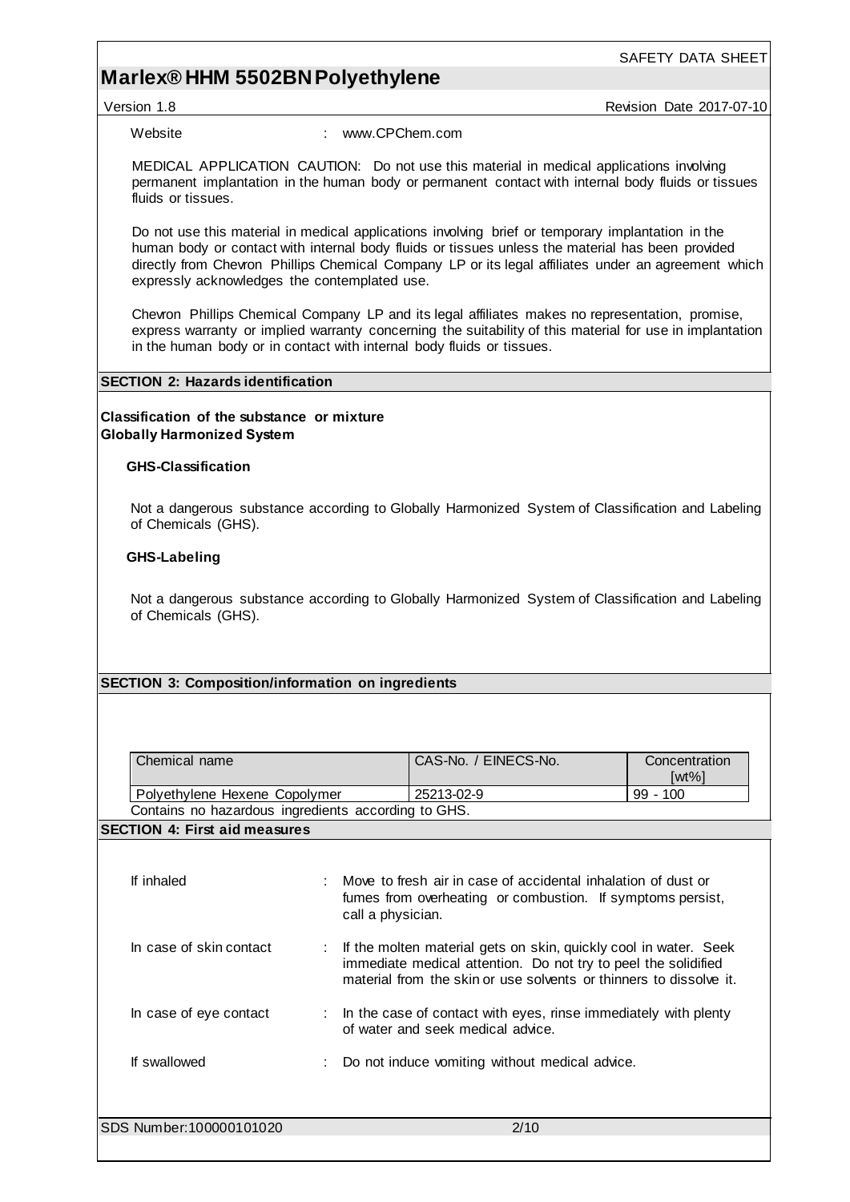Website : www.CPChem.com

MEDICAL APPLICATION CAUTION: Do not use this material in medical applications involving permanent implantation in the human body or permanent contact with internal body fluids or tissues fluids or tissues.

Do not use this material in medical applications involving brief or temporary implantation in the human body or contact with internal body fluids or tissues unless the material has been provided directly from Chevron Phillips Chemical Company LP or its legal affiliates under an agreement which expressly acknowledges the contemplated use.

Chevron Phillips Chemical Company LP and its legal affiliates makes no representation, promise, express warranty or implied warranty concerning the suitability of this material for use in implantation in the human body or in contact with internal body fluids or tissues.

## SECTION 2: Hazards identification

**Classification of the substance or mixture**
**Globally Harmonized System**

### GHS-Classification

Not a dangerous substance according to Globally Harmonized System of Classification and Labeling of Chemicals (GHS).

### GHS-Labeling

Not a dangerous substance according to Globally Harmonized System of Classification and Labeling of Chemicals (GHS).

## SECTION 3: Composition/information on ingredients

| Chemical name | CAS-No. / EINECS-No. | Concentration [wt%] |
|---|---|---|
| Polyethylene Hexene Copolymer | 25213-02-9 | 99 - 100 |

Contains no hazardous ingredients according to GHS.

## SECTION 4: First aid measures

If inhaled : Move to fresh air in case of accidental inhalation of dust or fumes from overheating or combustion. If symptoms persist, call a physician.

In case of skin contact : If the molten material gets on skin, quickly cool in water. Seek immediate medical attention. Do not try to peel the solidified material from the skin or use solvents or thinners to dissolve it.

In case of eye contact : In the case of contact with eyes, rinse immediately with plenty of water and seek medical advice.

If swallowed : Do not induce vomiting without medical advice.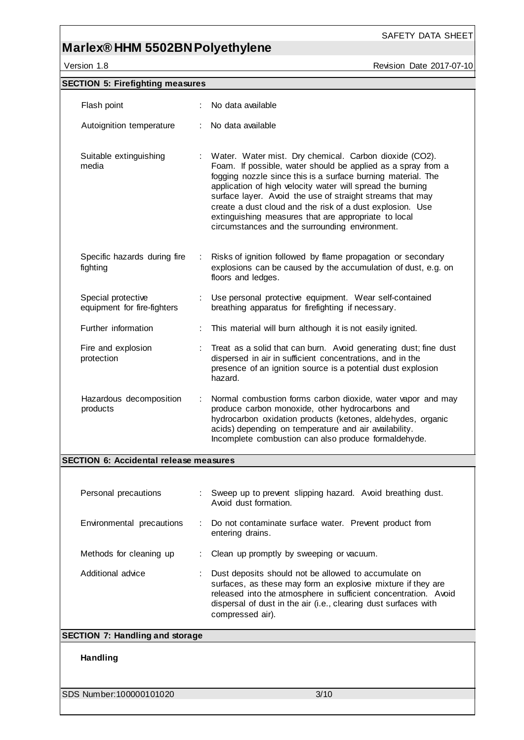## SECTION 5: Firefighting measures

| | |
|---|---|
| Flash point | : No data available |
| Autoignition temperature | : No data available |
| Suitable extinguishing media | : Water. Water mist. Dry chemical. Carbon dioxide ($CO_2$). Foam. If possible, water should be applied as a spray from a fogging nozzle since this is a surface burning material. The application of high velocity water will spread the burning surface layer. Avoid the use of straight streams that may create a dust cloud and the risk of a dust explosion. Use extinguishing measures that are appropriate to local circumstances and the surrounding environment. |
| Specific hazards during fire fighting | : Risks of ignition followed by flame propagation or secondary explosions can be caused by the accumulation of dust, e.g. on floors and ledges. |
| Special protective equipment for fire-fighters | : Use personal protective equipment. Wear self-contained breathing apparatus for firefighting if necessary. |
| Further information | : This material will burn although it is not easily ignited. |
| Fire and explosion protection | : Treat as a solid that can burn. Avoid generating dust; fine dust dispersed in air in sufficient concentrations, and in the presence of an ignition source is a potential dust explosion hazard. |
| Hazardous decomposition products | : Normal combustion forms carbon dioxide, water vapor and may produce carbon monoxide, other hydrocarbons and hydrocarbon oxidation products (ketones, aldehydes, organic acids) depending on temperature and air availability. Incomplete combustion can also produce formaldehyde. |

## SECTION 6: Accidental release measures

| | |
|---|---|
| Personal precautions | : Sweep up to prevent slipping hazard. Avoid breathing dust. Avoid dust formation. |
| Environmental precautions | : Do not contaminate surface water. Prevent product from entering drains. |
| Methods for cleaning up | : Clean up promptly by sweeping or vacuum. |
| Additional advice | : Dust deposits should not be allowed to accumulate on surfaces, as these may form an explosive mixture if they are released into the atmosphere in sufficient concentration. Avoid dispersal of dust in the air (i.e., clearing dust surfaces with compressed air). |

## SECTION 7: Handling and storage

**Handling**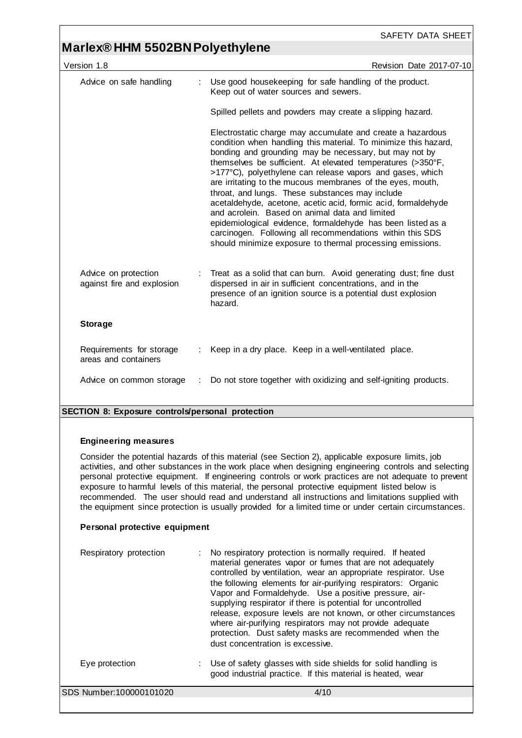| | | |
|---|---|---|
| Advice on safe handling | : | Use good housekeeping for safe handling of the product. Keep out of water sources and sewers.<br><br>Spilled pellets and powders may create a slipping hazard.<br><br>Electrostatic charge may accumulate and create a hazardous condition when handling this material. To minimize this hazard, bonding and grounding may be necessary, but may not by themselves be sufficient. At elevated temperatures (>350°F, >177°C), polyethylene can release vapors and gases, which are irritating to the mucous membranes of the eyes, mouth, throat, and lungs. These substances may include acetaldehyde, acetone, acetic acid, formic acid, formaldehyde and acrolein. Based on animal data and limited epidemiological evidence, formaldehyde has been listed as a carcinogen. Following all recommendations within this SDS should minimize exposure to thermal processing emissions. |
| Advice on protection against fire and explosion | : | Treat as a solid that can burn. Avoid generating dust; fine dust dispersed in air in sufficient concentrations, and in the presence of an ignition source is a potential dust explosion hazard. |

**Storage**

| | | |
|---|---|---|
| Requirements for storage areas and containers | : | Keep in a dry place. Keep in a well-ventilated place. |
| Advice on common storage | : | Do not store together with oxidizing and self-igniting products. |

## SECTION 8: Exposure controls/personal protection

**Engineering measures**

Consider the potential hazards of this material (see Section 2), applicable exposure limits, job activities, and other substances in the work place when designing engineering controls and selecting personal protective equipment. If engineering controls or work practices are not adequate to prevent exposure to harmful levels of this material, the personal protective equipment listed below is recommended. The user should read and understand all instructions and limitations supplied with the equipment since protection is usually provided for a limited time or under certain circumstances.

**Personal protective equipment**

| | | |
|---|---|---|
| Respiratory protection | : | No respiratory protection is normally required. If heated material generates vapor or fumes that are not adequately controlled by ventilation, wear an appropriate respirator. Use the following elements for air-purifying respirators: Organic Vapor and Formaldehyde. Use a positive pressure, air-supplying respirator if there is potential for uncontrolled release, exposure levels are not known, or other circumstances where air-purifying respirators may not provide adequate protection. Dust safety masks are recommended when the dust concentration is excessive. |
| Eye protection | : | Use of safety glasses with side shields for solid handling is good industrial practice. If this material is heated, wear |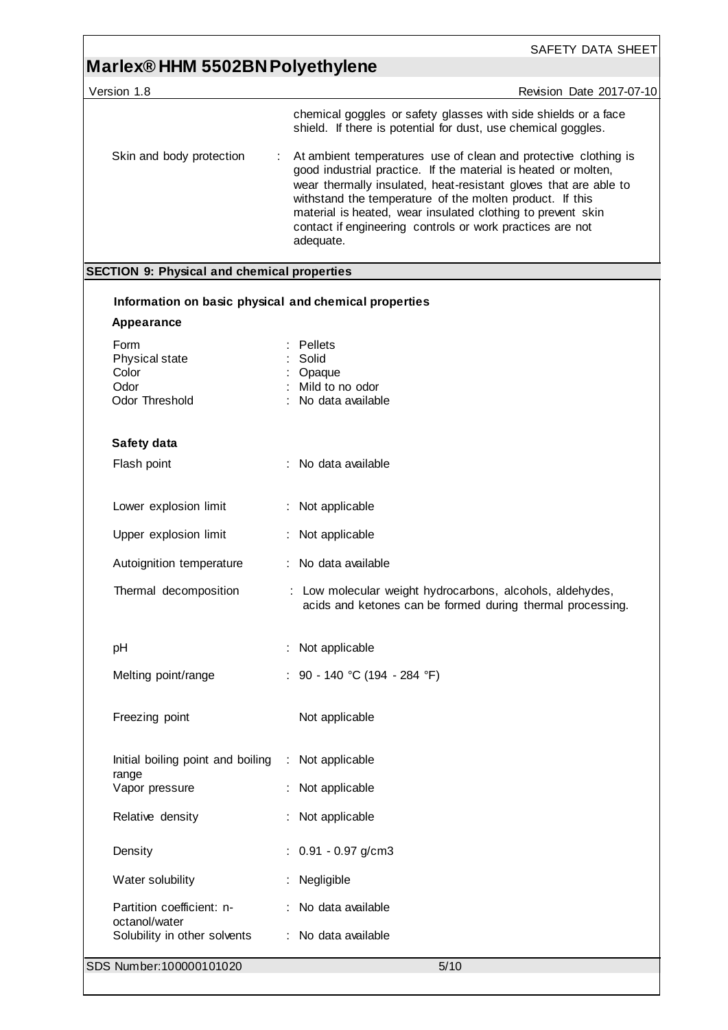| | |
|---|---|
| | chemical goggles or safety glasses with side shields or a face shield. If there is potential for dust, use chemical goggles. |
| Skin and body protection | : At ambient temperatures use of clean and protective clothing is good industrial practice. If the material is heated or molten, wear thermally insulated, heat-resistant gloves that are able to withstand the temperature of the molten product. If this material is heated, wear insulated clothing to prevent skin contact if engineering controls or work practices are not adequate. |

## SECTION 9: Physical and chemical properties

### Information on basic physical and chemical properties

**Appearance**

| | |
|---|---|
| Form | : Pellets |
| Physical state | : Solid |
| Color | : Opaque |
| Odor | : Mild to no odor |
| Odor Threshold | : No data available |

**Safety data**

| | |
|---|---|
| Flash point | : No data available |
| Lower explosion limit | : Not applicable |
| Upper explosion limit | : Not applicable |
| Autoignition temperature | : No data available |
| Thermal decomposition | : Low molecular weight hydrocarbons, alcohols, aldehydes, acids and ketones can be formed during thermal processing. |
| pH | : Not applicable |
| Melting point/range | : 90 - 140 °C (194 - 284 °F) |
| Freezing point | Not applicable |
| Initial boiling point and boiling range | : Not applicable |
| Vapor pressure | : Not applicable |
| Relative density | : Not applicable |
| Density | : 0.91 - 0.97 g/cm3 |
| Water solubility | : Negligible |
| Partition coefficient: n-octanol/water | : No data available |
| Solubility in other solvents | : No data available |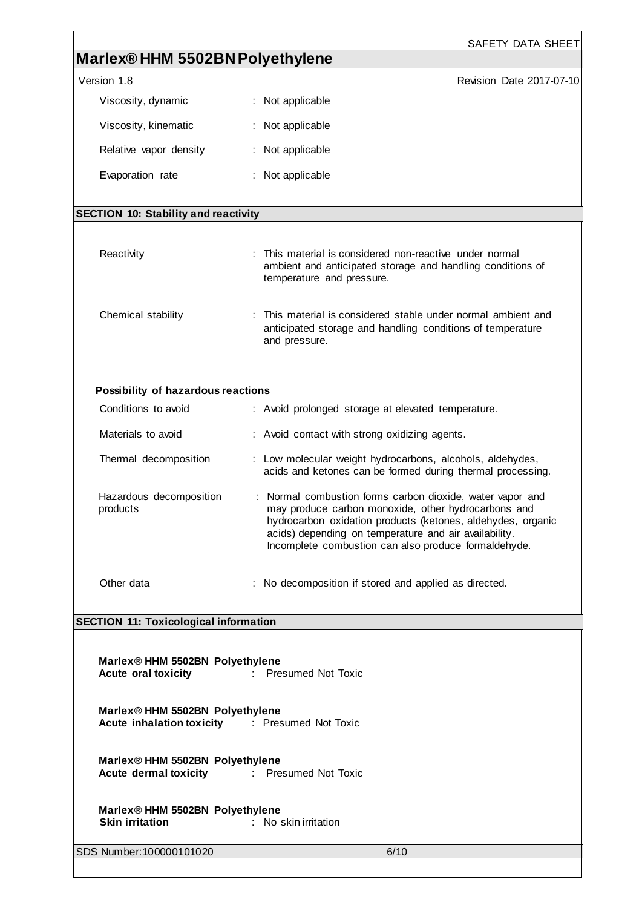| | |
|---|---|
| Viscosity, dynamic | : Not applicable |
| Viscosity, kinematic | : Not applicable |
| Relative vapor density | : Not applicable |
| Evaporation rate | : Not applicable |

## SECTION 10: Stability and reactivity

| | |
|---|---|
| Reactivity | : This material is considered non-reactive under normal ambient and anticipated storage and handling conditions of temperature and pressure. |
| Chemical stability | : This material is considered stable under normal ambient and anticipated storage and handling conditions of temperature and pressure. |

**Possibility of hazardous reactions**

| | |
|---|---|
| Conditions to avoid | : Avoid prolonged storage at elevated temperature. |
| Materials to avoid | : Avoid contact with strong oxidizing agents. |
| Thermal decomposition | : Low molecular weight hydrocarbons, alcohols, aldehydes, acids and ketones can be formed during thermal processing. |
| Hazardous decomposition products | : Normal combustion forms carbon dioxide, water vapor and may produce carbon monoxide, other hydrocarbons and hydrocarbon oxidation products (ketones, aldehydes, organic acids) depending on temperature and air availability. Incomplete combustion can also produce formaldehyde. |
| Other data | : No decomposition if stored and applied as directed. |

## SECTION 11: Toxicological information

**Marlex® HHM 5502BN Polyethylene**
**Acute oral toxicity** : Presumed Not Toxic

**Marlex® HHM 5502BN Polyethylene**
**Acute inhalation toxicity** : Presumed Not Toxic

**Marlex® HHM 5502BN Polyethylene**
**Acute dermal toxicity** : Presumed Not Toxic

**Marlex® HHM 5502BN Polyethylene**
**Skin irritation** : No skin irritation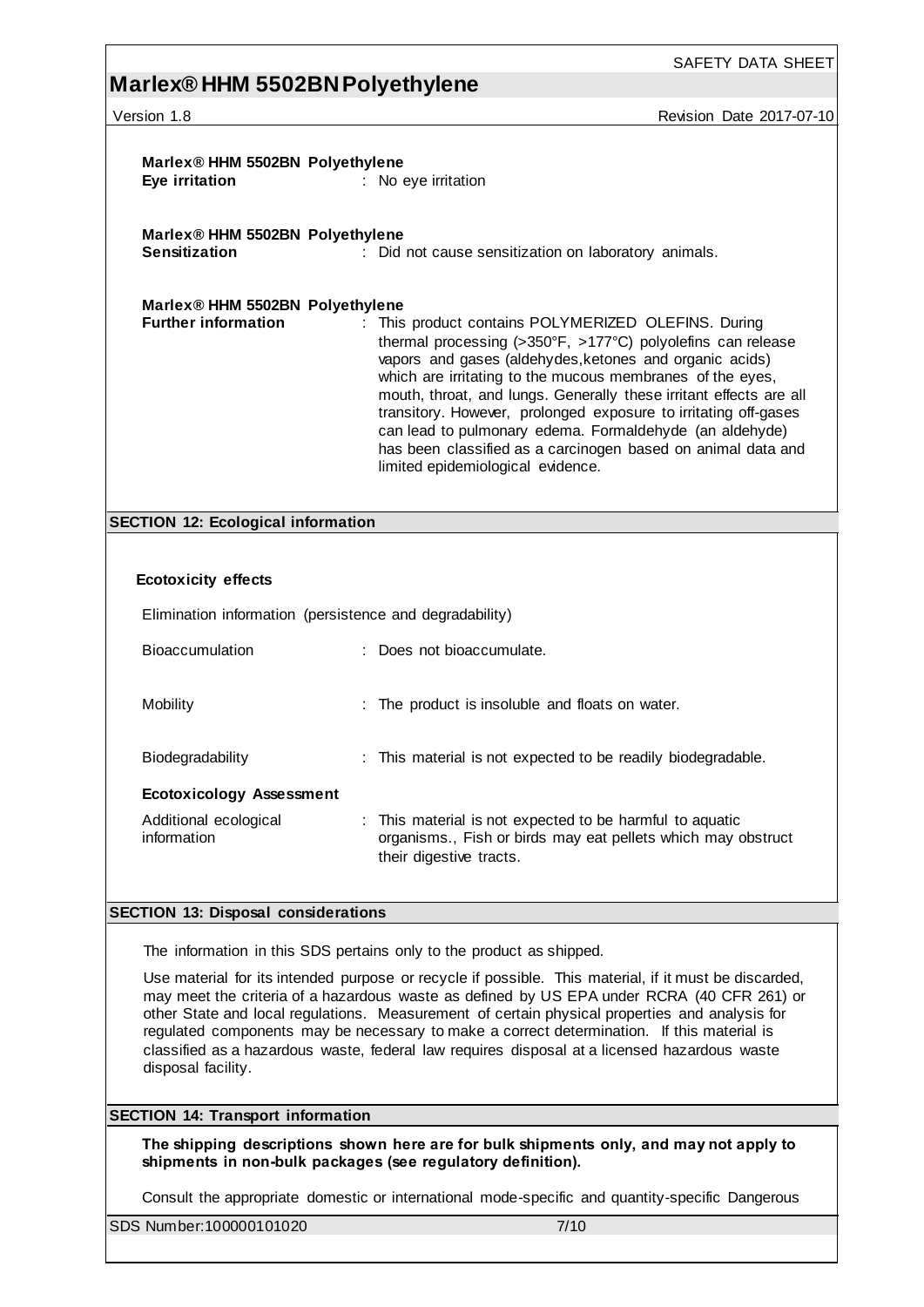**Marlex® HHM 5502BN Polyethylene**

**Eye irritation** : No eye irritation

**Marlex® HHM 5502BN Polyethylene**

**Sensitization** : Did not cause sensitization on laboratory animals.

**Marlex® HHM 5502BN Polyethylene**

**Further information** : This product contains POLYMERIZED OLEFINS. During thermal processing (>350°F, >177°C) polyolefins can release vapors and gases (aldehydes,ketones and organic acids) which are irritating to the mucous membranes of the eyes, mouth, throat, and lungs. Generally these irritant effects are all transitory. However, prolonged exposure to irritating off-gases can lead to pulmonary edema. Formaldehyde (an aldehyde) has been classified as a carcinogen based on animal data and limited epidemiological evidence.

## SECTION 12: Ecological information

**Ecotoxicity effects**

Elimination information (persistence and degradability)

Bioaccumulation : Does not bioaccumulate.

Mobility : The product is insoluble and floats on water.

Biodegradability : This material is not expected to be readily biodegradable.

**Ecotoxicology Assessment**

Additional ecological information : This material is not expected to be harmful to aquatic organisms., Fish or birds may eat pellets which may obstruct their digestive tracts.

## SECTION 13: Disposal considerations

The information in this SDS pertains only to the product as shipped.

Use material for its intended purpose or recycle if possible. This material, if it must be discarded, may meet the criteria of a hazardous waste as defined by US EPA under RCRA (40 CFR 261) or other State and local regulations. Measurement of certain physical properties and analysis for regulated components may be necessary to make a correct determination. If this material is classified as a hazardous waste, federal law requires disposal at a licensed hazardous waste disposal facility.

## SECTION 14: Transport information

**The shipping descriptions shown here are for bulk shipments only, and may not apply to shipments in non-bulk packages (see regulatory definition).**

Consult the appropriate domestic or international mode-specific and quantity-specific Dangerous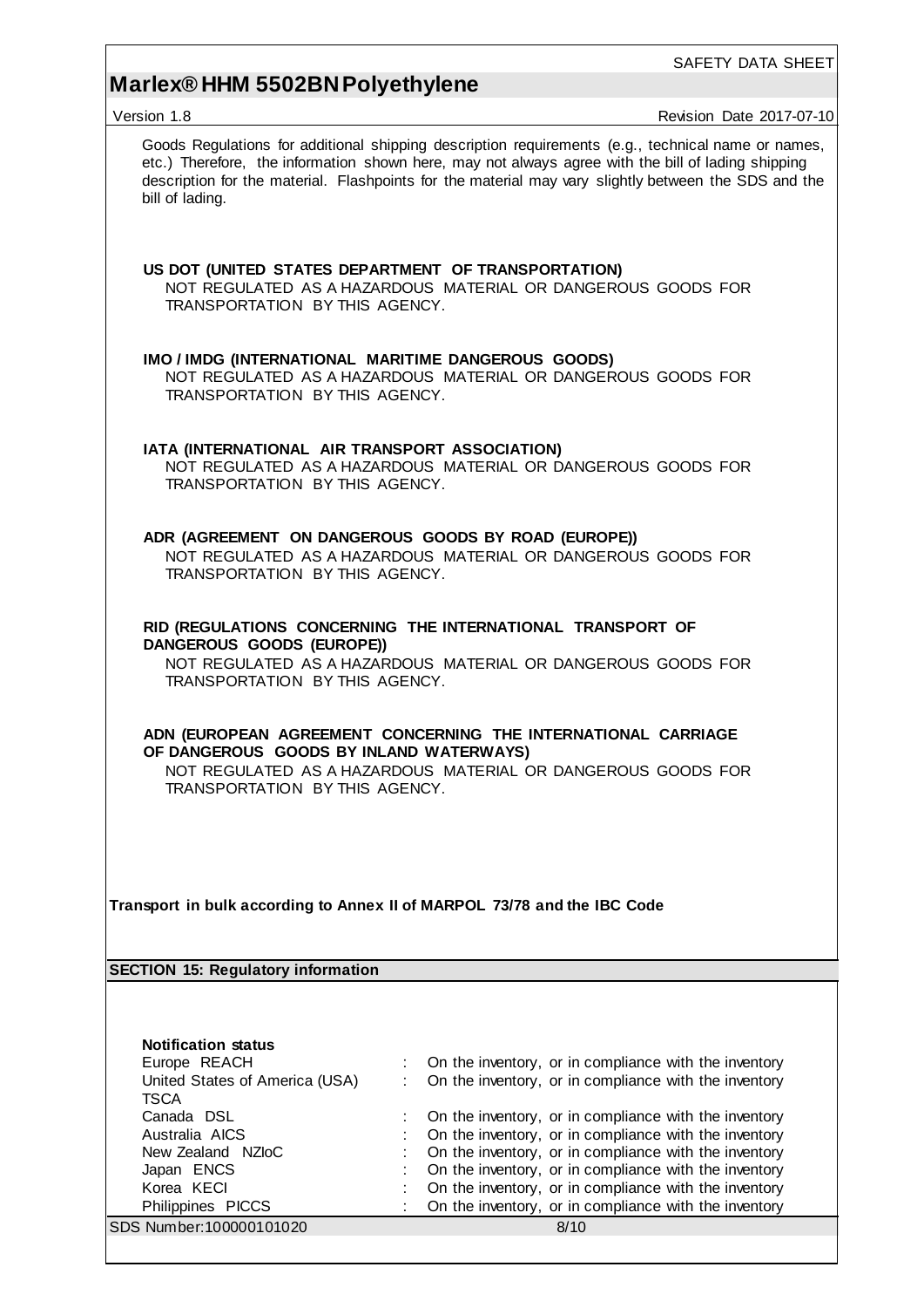Goods Regulations for additional shipping description requirements (e.g., technical name or names, etc.) Therefore, the information shown here, may not always agree with the bill of lading shipping description for the material. Flashpoints for the material may vary slightly between the SDS and the bill of lading.

**US DOT (UNITED STATES DEPARTMENT OF TRANSPORTATION)**
NOT REGULATED AS A HAZARDOUS MATERIAL OR DANGEROUS GOODS FOR TRANSPORTATION BY THIS AGENCY.

**IMO / IMDG (INTERNATIONAL MARITIME DANGEROUS GOODS)**
NOT REGULATED AS A HAZARDOUS MATERIAL OR DANGEROUS GOODS FOR TRANSPORTATION BY THIS AGENCY.

**IATA (INTERNATIONAL AIR TRANSPORT ASSOCIATION)**
NOT REGULATED AS A HAZARDOUS MATERIAL OR DANGEROUS GOODS FOR TRANSPORTATION BY THIS AGENCY.

**ADR (AGREEMENT ON DANGEROUS GOODS BY ROAD (EUROPE))**
NOT REGULATED AS A HAZARDOUS MATERIAL OR DANGEROUS GOODS FOR TRANSPORTATION BY THIS AGENCY.

**RID (REGULATIONS CONCERNING THE INTERNATIONAL TRANSPORT OF DANGEROUS GOODS (EUROPE))**
NOT REGULATED AS A HAZARDOUS MATERIAL OR DANGEROUS GOODS FOR TRANSPORTATION BY THIS AGENCY.

**ADN (EUROPEAN AGREEMENT CONCERNING THE INTERNATIONAL CARRIAGE OF DANGEROUS GOODS BY INLAND WATERWAYS)**
NOT REGULATED AS A HAZARDOUS MATERIAL OR DANGEROUS GOODS FOR TRANSPORTATION BY THIS AGENCY.

**Transport in bulk according to Annex II of MARPOL 73/78 and the IBC Code**

## SECTION 15: Regulatory information

**Notification status**

| | | |
|---|---|---|
| Europe REACH | : | On the inventory, or in compliance with the inventory |
| United States of America (USA) TSCA | : | On the inventory, or in compliance with the inventory |
| Canada DSL | : | On the inventory, or in compliance with the inventory |
| Australia AICS | : | On the inventory, or in compliance with the inventory |
| New Zealand NZIoC | : | On the inventory, or in compliance with the inventory |
| Japan ENCS | : | On the inventory, or in compliance with the inventory |
| Korea KECI | : | On the inventory, or in compliance with the inventory |
| Philippines PICCS | : | On the inventory, or in compliance with the inventory |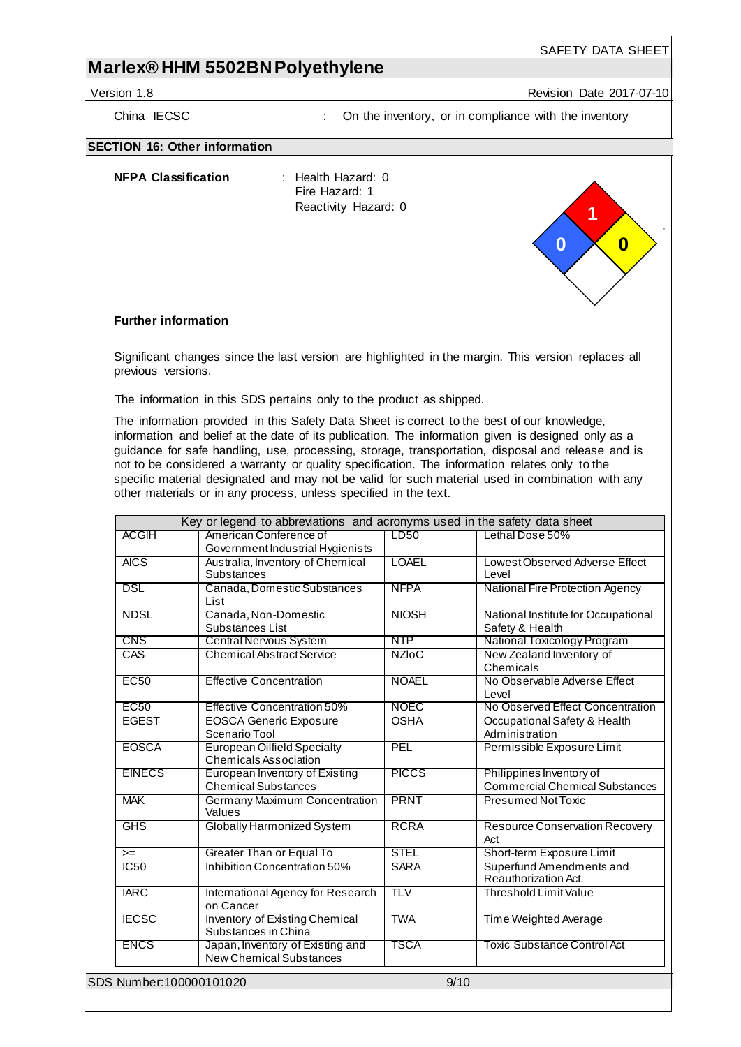China IECSC : On the inventory, or in compliance with the inventory

## SECTION 16: Other information

**NFPA Classification** : Health Hazard: 0
Fire Hazard: 1
Reactivity Hazard: 0

**Further information**

Significant changes since the last version are highlighted in the margin. This version replaces all previous versions.

The information in this SDS pertains only to the product as shipped.

The information provided in this Safety Data Sheet is correct to the best of our knowledge, information and belief at the date of its publication. The information given is designed only as a guidance for safe handling, use, processing, storage, transportation, disposal and release and is not to be considered a warranty or quality specification. The information relates only to the specific material designated and may not be valid for such material used in combination with any other materials or in any process, unless specified in the text.

| Key or legend to abbreviations and acronyms used in the safety data sheet | | | |
|---|---|---|---|
| ACGIH | American Conference of Government Industrial Hygienists | LD50 | Lethal Dose 50% |
| AICS | Australia, Inventory of Chemical Substances | LOAEL | Lowest Observed Adverse Effect Level |
| DSL | Canada, Domestic Substances List | NFPA | National Fire Protection Agency |
| NDSL | Canada, Non-Domestic Substances List | NIOSH | National Institute for Occupational Safety & Health |
| CNS | Central Nervous System | NTP | National Toxicology Program |
| CAS | Chemical Abstract Service | NZIoC | New Zealand Inventory of Chemicals |
| EC50 | Effective Concentration | NOAEL | No Observable Adverse Effect Level |
| EC50 | Effective Concentration 50% | NOEC | No Observed Effect Concentration |
| EGEST | EOSCA Generic Exposure Scenario Tool | OSHA | Occupational Safety & Health Administration |
| EOSCA | European Oilfield Specialty Chemicals Association | PEL | Permissible Exposure Limit |
| EINECS | European Inventory of Existing Chemical Substances | PICCS | Philippines Inventory of Commercial Chemical Substances |
| MAK | Germany Maximum Concentration Values | PRNT | Presumed Not Toxic |
| GHS | Globally Harmonized System | RCRA | Resource Conservation Recovery Act |
| >= | Greater Than or Equal To | STEL | Short-term Exposure Limit |
| IC50 | Inhibition Concentration 50% | SARA | Superfund Amendments and Reauthorization Act. |
| IARC | International Agency for Research on Cancer | TLV | Threshold Limit Value |
| IECSC | Inventory of Existing Chemical Substances in China | TWA | Time Weighted Average |
| ENCS | Japan, Inventory of Existing and New Chemical Substances | TSCA | Toxic Substance Control Act |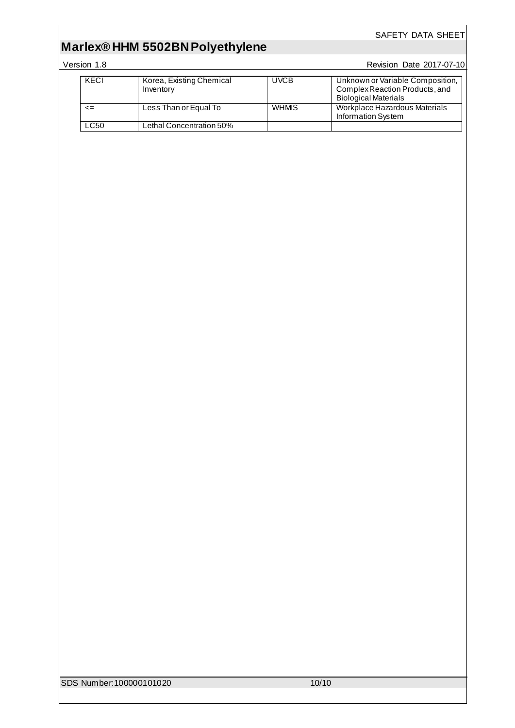| | | | |
|---|---|---|---|
| KECI | Korea, Existing Chemical Inventory | UVCB | Unknown or Variable Composition, Complex Reaction Products, and Biological Materials |
| <= | Less Than or Equal To | WHMIS | Workplace Hazardous Materials Information System |
| LC50 | Lethal Concentration 50% | | |